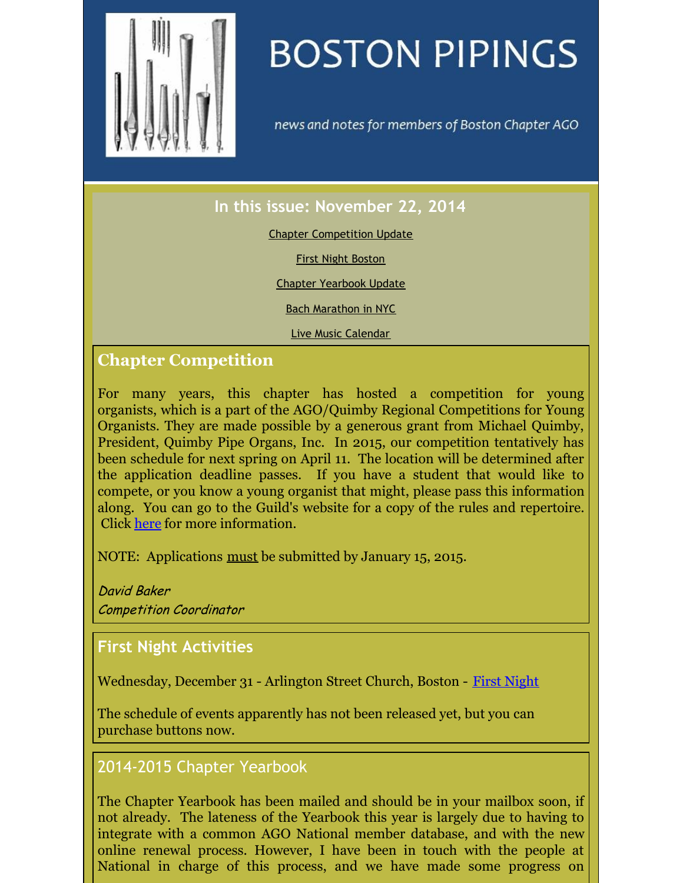# BOSTON PIPINGS

news and notes for members of Boston Chapter AGO

## In this issue: November 22, 2014

Chapter Competition Update

First Night Boston

Chapter Yearbook Update

Bach Marathon in NYC

Live Music Calendar

## Chapter Competition

For many years, this chapter has hosted a competition for young organists, which is a part of the AGO/Quimby Regional Competitions for Young Organists. They are made possible by a generous grant from Michael Quimby, President, Quimby Pipe Organs, Inc. In 2015, our competition tentatively has been schedule for next spring on April 11. The location will be determined after the application deadline passes. If you have a student that would like to compete, or you know a young organist that might, please pass this information along. You can go to the Guild's website for a copy of the rules and repertoire. Click here for more information.

NOTE: Applications must be submitted by January 15, 2015.

*David Baker*
*Competition Coordinator*

## First Night Activities

Wednesday, December 31 - Arlington Street Church, Boston - First Night

The schedule of events apparently has not been released yet, but you can purchase buttons now.

## 2014-2015 Chapter Yearbook

The Chapter Yearbook has been mailed and should be in your mailbox soon, if not already. The lateness of the Yearbook this year is largely due to having to integrate with a common AGO National member database, and with the new online renewal process. However, I have been in touch with the people at National in charge of this process, and we have made some progress on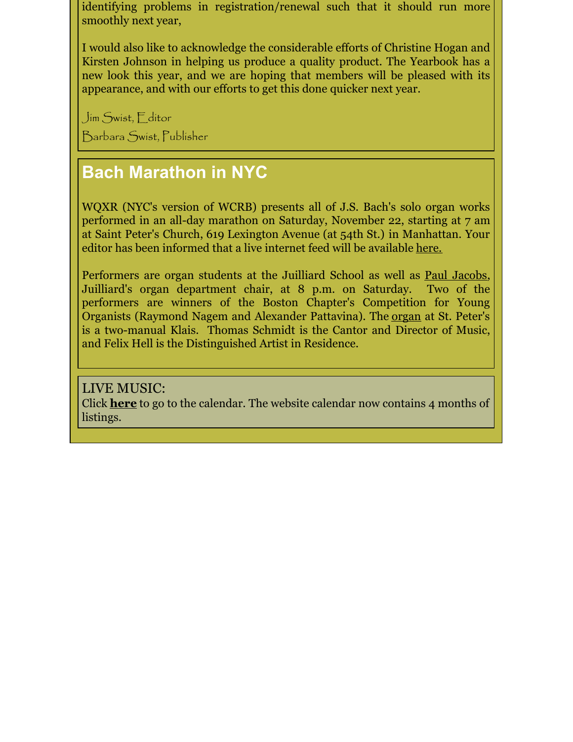identifying problems in registration/renewal such that it should run more smoothly next year,

I would also like to acknowledge the considerable efforts of Christine Hogan and Kirsten Johnson in helping us produce a quality product. The Yearbook has a new look this year, and we are hoping that members will be pleased with its appearance, and with our efforts to get this done quicker next year.

Jim Swist, Editor

Barbara Swist, Publisher

## Bach Marathon in NYC

WQXR (NYC's version of WCRB) presents all of J.S. Bach's solo organ works performed in an all-day marathon on Saturday, November 22, starting at 7 am at Saint Peter's Church, 619 Lexington Avenue (at 54th St.) in Manhattan. Your editor has been informed that a live internet feed will be available here.

Performers are organ students at the Juilliard School as well as Paul Jacobs, Juilliard's organ department chair, at 8 p.m. on Saturday. Two of the performers are winners of the Boston Chapter's Competition for Young Organists (Raymond Nagem and Alexander Pattavina). The organ at St. Peter's is a two-manual Klais. Thomas Schmidt is the Cantor and Director of Music, and Felix Hell is the Distinguished Artist in Residence.

LIVE MUSIC:
Click **here** to go to the calendar. The website calendar now contains 4 months of listings.